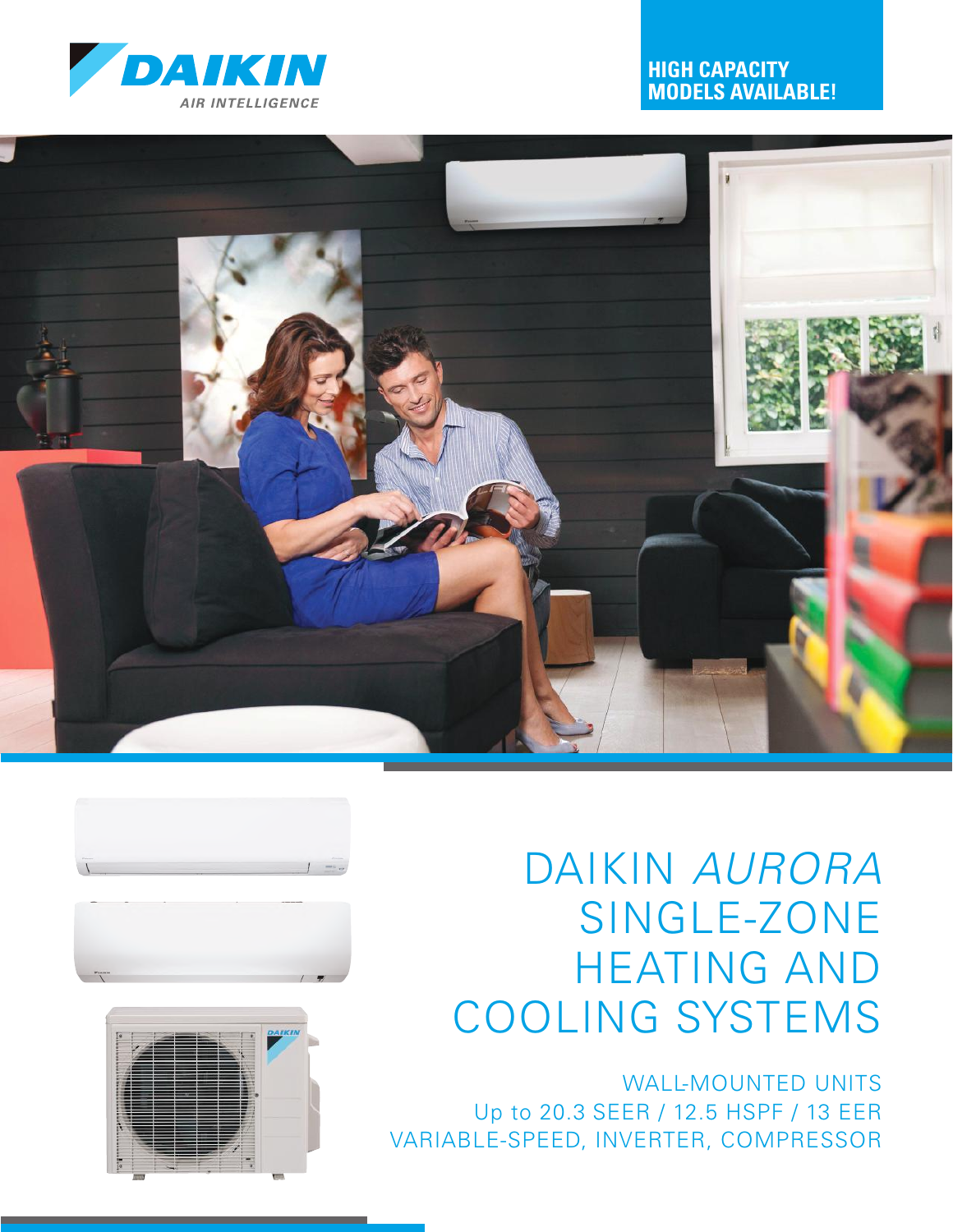DAIKIN

AIR INTELLIGENCE

**HIGH CAPACITY MODELS AVAILABLE!**

# DAIKIN *AURORA* SINGLE-ZONE HEATING AND COOLING SYSTEMS

WALL-MOUNTED UNITS

Up to 20.3 SEER / 12.5 HSPF / 13 EER

VARIABLE-SPEED, INVERTER, COMPRESSOR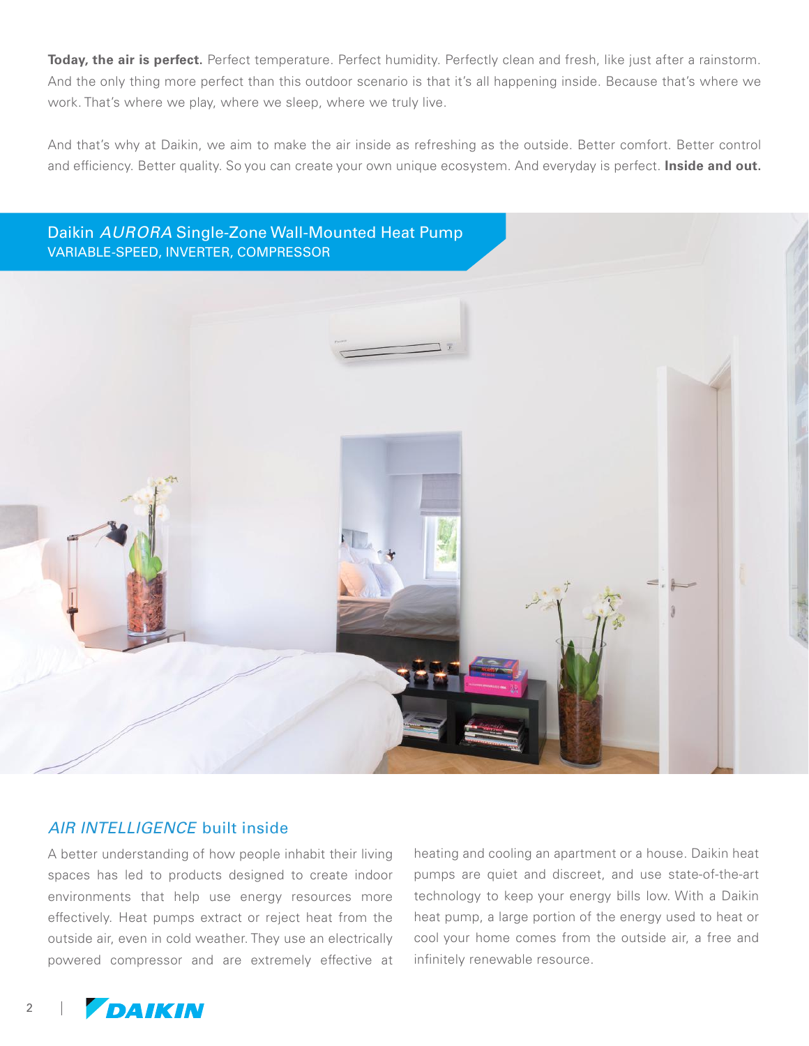**Today, the air is perfect.** Perfect temperature. Perfect humidity. Perfectly clean and fresh, like just after a rainstorm. And the only thing more perfect than this outdoor scenario is that it's all happening inside. Because that's where we work. That's where we play, where we sleep, where we truly live.

And that's why at Daikin, we aim to make the air inside as refreshing as the outside. Better comfort. Better control and efficiency. Better quality. So you can create your own unique ecosystem. And everyday is perfect. **Inside and out.**

## Daikin *AURORA* Single-Zone Wall-Mounted Heat Pump

VARIABLE-SPEED, INVERTER, COMPRESSOR

## *AIR INTELLIGENCE* built inside

A better understanding of how people inhabit their living spaces has led to products designed to create indoor environments that help use energy resources more effectively. Heat pumps extract or reject heat from the outside air, even in cold weather. They use an electrically powered compressor and are extremely effective at heating and cooling an apartment or a house. Daikin heat pumps are quiet and discreet, and use state-of-the-art technology to keep your energy bills low. With a Daikin heat pump, a large portion of the energy used to heat or cool your home comes from the outside air, a free and infinitely renewable resource.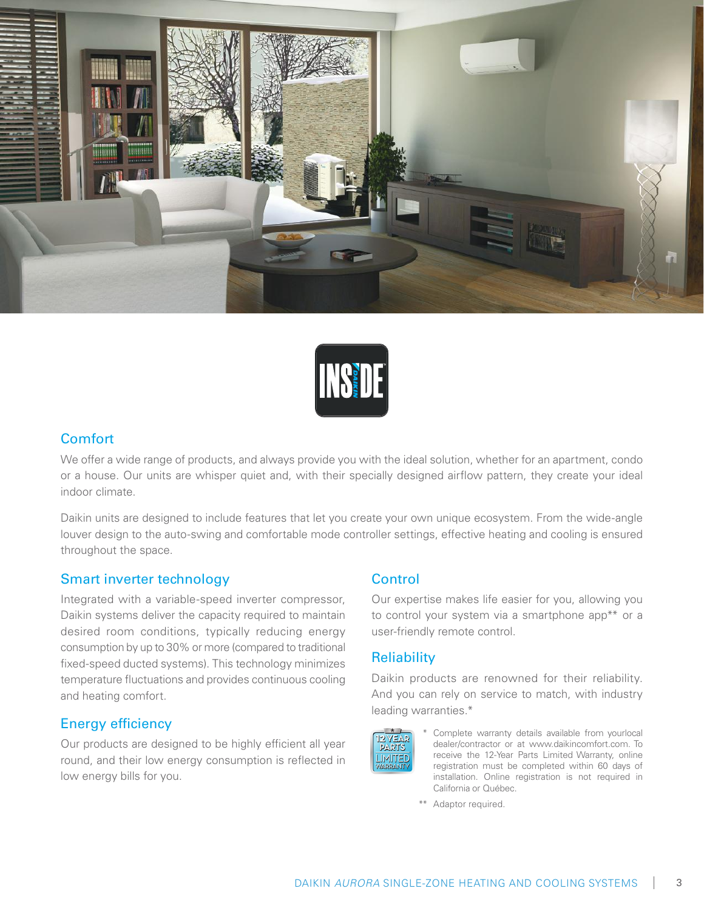## Comfort

We offer a wide range of products, and always provide you with the ideal solution, whether for an apartment, condo or a house. Our units are whisper quiet and, with their specially designed airflow pattern, they create your ideal indoor climate.

Daikin units are designed to include features that let you create your own unique ecosystem. From the wide-angle louver design to the auto-swing and comfortable mode controller settings, effective heating and cooling is ensured throughout the space.

## Smart inverter technology

Integrated with a variable-speed inverter compressor, Daikin systems deliver the capacity required to maintain desired room conditions, typically reducing energy consumption by up to 30% or more (compared to traditional fixed-speed ducted systems). This technology minimizes temperature fluctuations and provides continuous cooling and heating comfort.

## Energy efficiency

Our products are designed to be highly efficient all year round, and their low energy consumption is reflected in low energy bills for you.

## Control

Our expertise makes life easier for you, allowing you to control your system via a smartphone app** or a user-friendly remote control.

## Reliability

Daikin products are renowned for their reliability. And you can rely on service to match, with industry leading warranties.*

\* Complete warranty details available from yourlocal dealer/contractor or at www.daikincomfort.com. To receive the 12-Year Parts Limited Warranty, online registration must be completed within 60 days of installation. Online registration is not required in California or Québec.

** Adaptor required.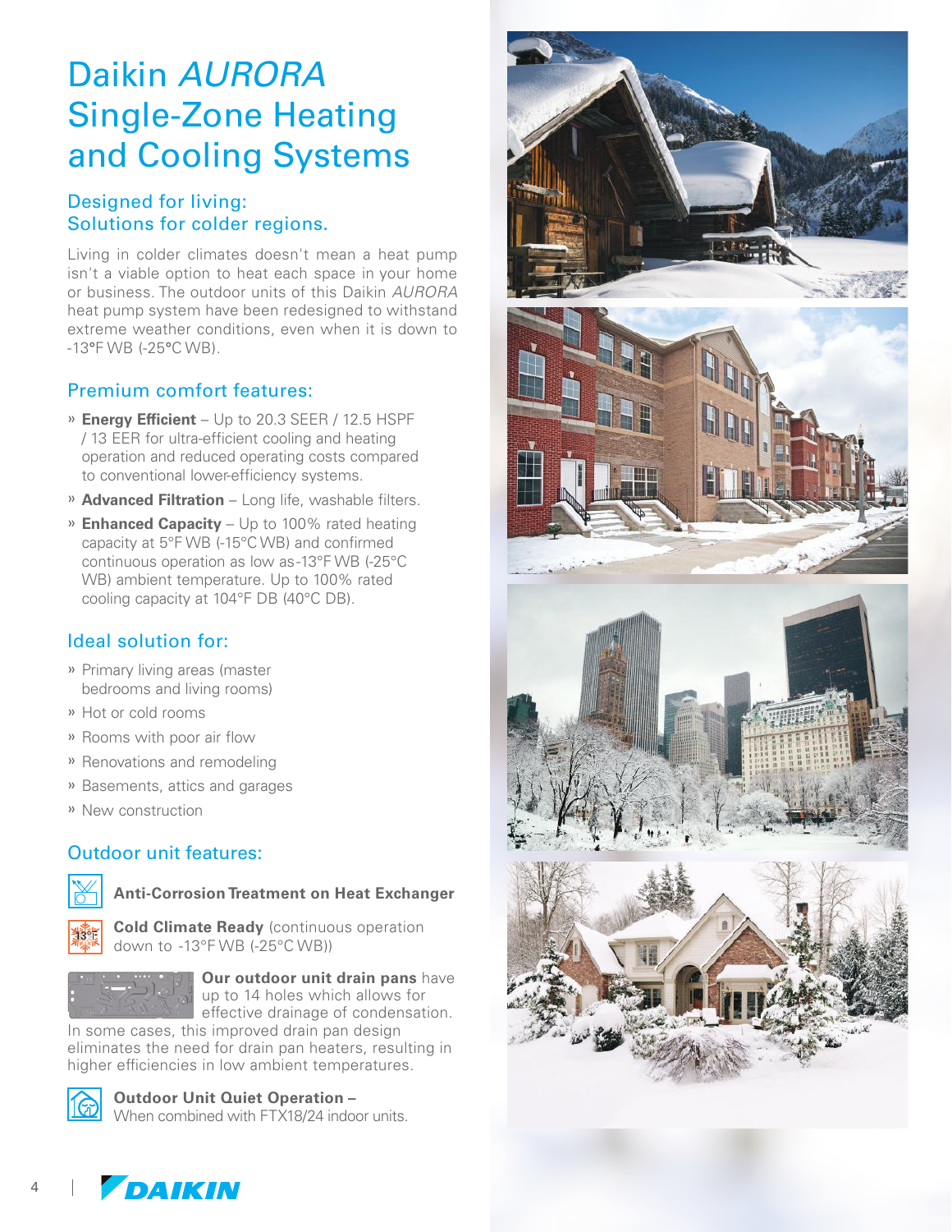# Daikin *AURORA* Single-Zone Heating and Cooling Systems

## Designed for living: Solutions for colder regions.

Living in colder climates doesn't mean a heat pump isn't a viable option to heat each space in your home or business. The outdoor units of this Daikin *AURORA* heat pump system have been redesigned to withstand extreme weather conditions, even when it is down to -13°F WB (-25°C WB).

## Premium comfort features:

- **Energy Efficient** – Up to 20.3 SEER / 12.5 HSPF / 13 EER for ultra-efficient cooling and heating operation and reduced operating costs compared to conventional lower-efficiency systems.
- **Advanced Filtration** – Long life, washable filters.
- **Enhanced Capacity** – Up to 100% rated heating capacity at 5°F WB (-15°C WB) and confirmed continuous operation as low as-13°F WB (-25°C WB) ambient temperature. Up to 100% rated cooling capacity at 104°F DB (40°C DB).

## Ideal solution for:

- Primary living areas (master bedrooms and living rooms)
- Hot or cold rooms
- Rooms with poor air flow
- Renovations and remodeling
- Basements, attics and garages
- New construction

## Outdoor unit features:

**Anti-Corrosion Treatment on Heat Exchanger**

**Cold Climate Ready** (continuous operation down to -13°F WB (-25°C WB))

**Our outdoor unit drain pans** have up to 14 holes which allows for effective drainage of condensation. In some cases, this improved drain pan design eliminates the need for drain pan heaters, resulting in higher efficiencies in low ambient temperatures.

**Outdoor Unit Quiet Operation –** When combined with FTX18/24 indoor units.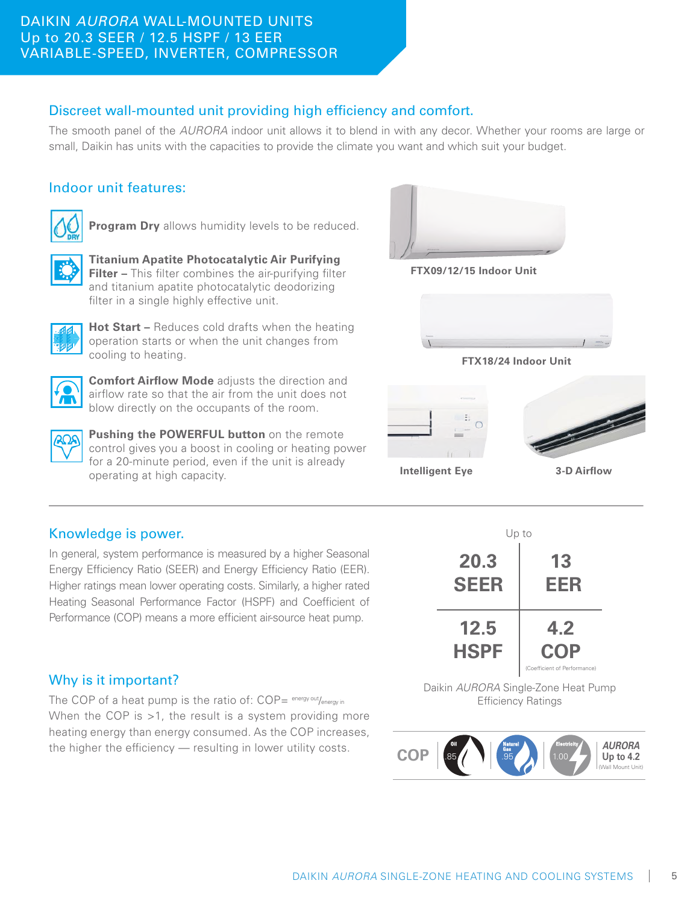# DAIKIN *AURORA* WALL-MOUNTED UNITS
## Up to 20.3 SEER / 12.5 HSPF / 13 EER
## VARIABLE-SPEED, INVERTER, COMPRESSOR

### Discreet wall-mounted unit providing high efficiency and comfort.

The smooth panel of the *AURORA* indoor unit allows it to blend in with any decor. Whether your rooms are large or small, Daikin has units with the capacities to provide the climate you want and which suit your budget.

### Indoor unit features:

**Program Dry** allows humidity levels to be reduced.

**Titanium Apatite Photocatalytic Air Purifying Filter –** This filter combines the air-purifying filter and titanium apatite photocatalytic deodorizing filter in a single highly effective unit.

**Hot Start –** Reduces cold drafts when the heating operation starts or when the unit changes from cooling to heating.

**Comfort Airflow Mode** adjusts the direction and airflow rate so that the air from the unit does not blow directly on the occupants of the room.

**Pushing the POWERFUL button** on the remote control gives you a boost in cooling or heating power for a 20-minute period, even if the unit is already operating at high capacity.

FTX09/12/15 Indoor Unit

FTX18/24 Indoor Unit

Intelligent Eye

3-D Airflow

### Knowledge is power.

In general, system performance is measured by a higher Seasonal Energy Efficiency Ratio (SEER) and Energy Efficiency Ratio (EER). Higher ratings mean lower operating costs. Similarly, a higher rated Heating Seasonal Performance Factor (HSPF) and Coefficient of Performance (COP) means a more efficient air-source heat pump.

### Why is it important?

The COP of a heat pump is the ratio of: COP= $^{energy\ out}/_{energy\ in}$
When the COP is >1, the result is a system providing more heating energy than energy consumed. As the COP increases, the higher the efficiency — resulting in lower utility costs.

Up to

| 20.3 SEER | 13 EER |
|---|---|
| 12.5 HSPF | 4.2 COP (Coefficient of Performance) |

Daikin *AURORA* Single-Zone Heat Pump Efficiency Ratings

| COP | Oil .85 | Natural Gas .95 | Electricity 1.00 | *AURORA* Up to 4.2 (Wall Mount Unit) |
|---|---|---|---|---|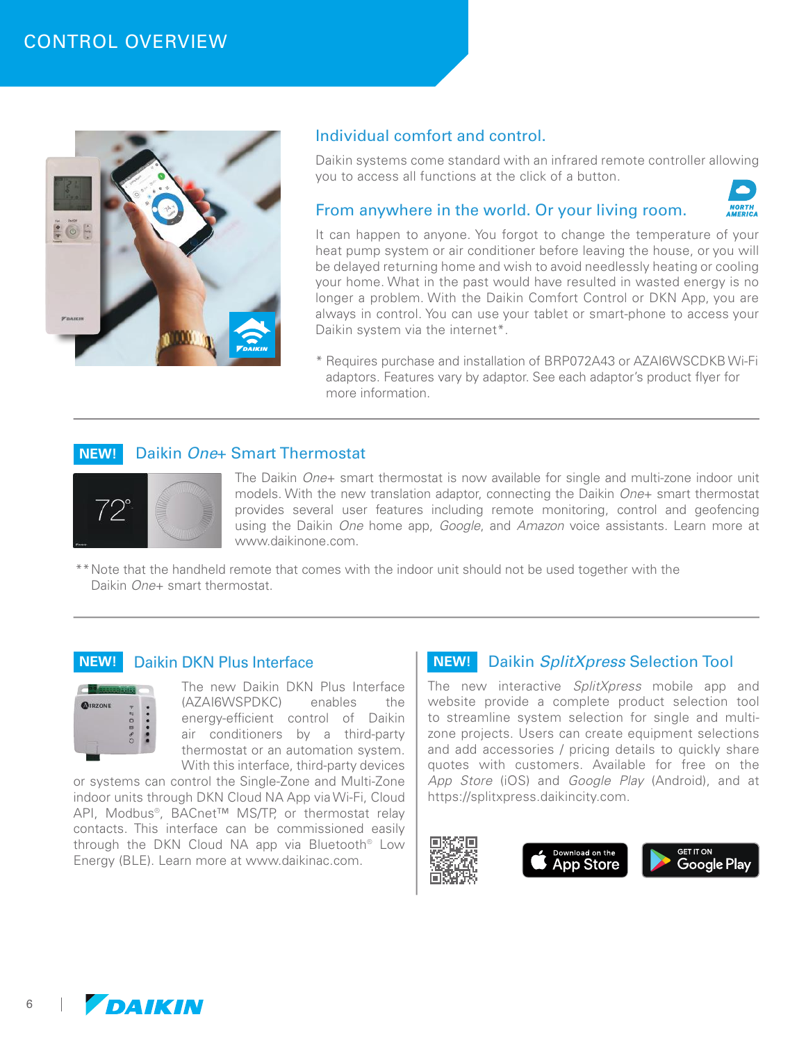# CONTROL OVERVIEW

## Individual comfort and control.

Daikin systems come standard with an infrared remote controller allowing you to access all functions at the click of a button.

## From anywhere in the world. Or your living room.

It can happen to anyone. You forgot to change the temperature of your heat pump system or air conditioner before leaving the house, or you will be delayed returning home and wish to avoid needlessly heating or cooling your home. What in the past would have resulted in wasted energy is no longer a problem. With the Daikin Comfort Control or DKN App, you are always in control. You can use your tablet or smart-phone to access your Daikin system via the internet*.

\* Requires purchase and installation of BRP072A43 or AZAI6WSCDKB Wi-Fi adaptors. Features vary by adaptor. See each adaptor's product flyer for more information.

## NEW! Daikin *One*+ Smart Thermostat

The Daikin *One*+ smart thermostat is now available for single and multi-zone indoor unit models. With the new translation adaptor, connecting the Daikin *One*+ smart thermostat provides several user features including remote monitoring, control and geofencing using the Daikin *One* home app, *Google*, and *Amazon* voice assistants. Learn more at www.daikinone.com.

\*\*Note that the handheld remote that comes with the indoor unit should not be used together with the Daikin *One*+ smart thermostat.

## NEW! Daikin DKN Plus Interface

The new Daikin DKN Plus Interface (AZAI6WSPDKC) enables the energy-efficient control of Daikin air conditioners by a third-party thermostat or an automation system. With this interface, third-party devices or systems can control the Single-Zone and Multi-Zone indoor units through DKN Cloud NA App via Wi-Fi, Cloud API, Modbus®, BACnet™ MS/TP, or thermostat relay contacts. This interface can be commissioned easily through the DKN Cloud NA app via Bluetooth® Low Energy (BLE). Learn more at www.daikinac.com.

## NEW! Daikin *SplitXpress* Selection Tool

The new interactive *SplitXpress* mobile app and website provide a complete product selection tool to streamline system selection for single and multi-zone projects. Users can create equipment selections and add accessories / pricing details to quickly share quotes with customers. Available for free on the *App Store* (iOS) and *Google Play* (Android), and at https://splitxpress.daikincity.com.

Download on the App Store | GET IT ON Google Play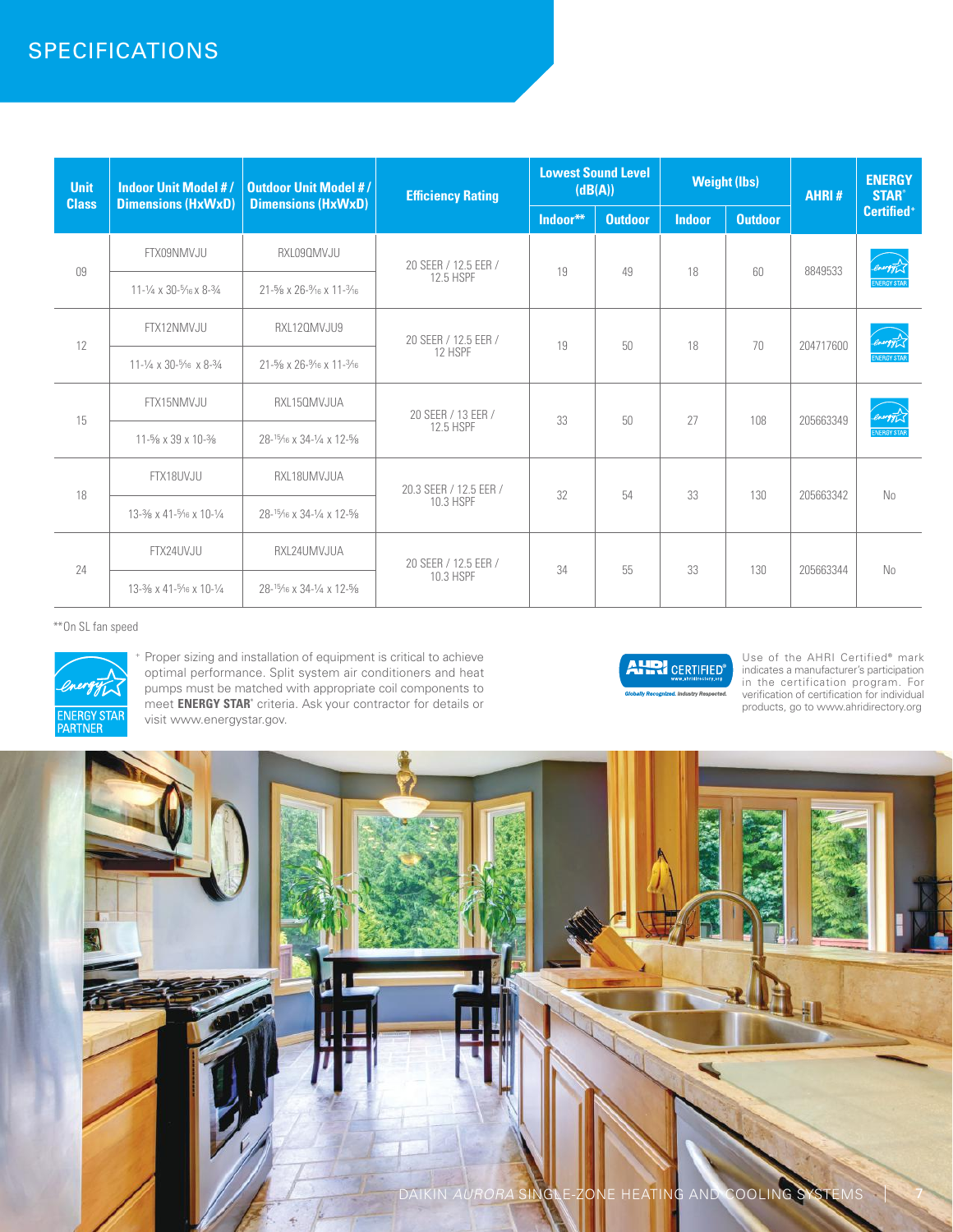# SPECIFICATIONS

| Unit Class | Indoor Unit Model # / Dimensions (HxWxD) | Outdoor Unit Model # / Dimensions (HxWxD) | Efficiency Rating | Lowest Sound Level (dB(A)) | | Weight (lbs) | | AHRI # | ENERGY STAR® Certified+ |
|---|---|---|---|---|---|---|---|---|---|
| | | | | Indoor** | Outdoor | Indoor | Outdoor | | |
| 09 | FTX09NMVJU | RXL09QMVJU | 20 SEER / 12.5 EER / 12.5 HSPF | 19 | 49 | 18 | 60 | 8849533 | ENERGY STAR |
| | 11-¼ x 30-5⁄16 x 8-¾ | 21-⅝ x 26-9⁄16 x 11-3⁄16 | | | | | | | |
| 12 | FTX12NMVJU | RXL12QMVJU9 | 20 SEER / 12.5 EER / 12 HSPF | 19 | 50 | 18 | 70 | 204717600 | ENERGY STAR |
| | 11-¼ x 30-5⁄16 x 8-¾ | 21-⅝ x 26-9⁄16 x 11-3⁄16 | | | | | | | |
| 15 | FTX15NMVJU | RXL15QMVJUA | 20 SEER / 13 EER / 12.5 HSPF | 33 | 50 | 27 | 108 | 205663349 | ENERGY STAR |
| | 11-⅝ x 39 x 10-⅜ | 28-15⁄16 x 34-¼ x 12-⅝ | | | | | | | |
| 18 | FTX18UVJU | RXL18UMVJUA | 20.3 SEER / 12.5 EER / 10.3 HSPF | 32 | 54 | 33 | 130 | 205663342 | No |
| | 13-⅜ x 41-5⁄16 x 10-¼ | 28-15⁄16 x 34-¼ x 12-⅝ | | | | | | | |
| 24 | FTX24UVJU | RXL24UMVJUA | 20 SEER / 12.5 EER / 10.3 HSPF | 34 | 55 | 33 | 130 | 205663344 | No |
| | 13-⅜ x 41-5⁄16 x 10-¼ | 28-15⁄16 x 34-¼ x 12-⅝ | | | | | | | |

**On SL fan speed

ENERGY STAR PARTNER

+ Proper sizing and installation of equipment is critical to achieve optimal performance. Split system air conditioners and heat pumps must be matched with appropriate coil components to meet **ENERGY STAR**® criteria. Ask your contractor for details or visit www.energystar.gov.

AHRI CERTIFIED® www.ahridirectory.org — Globally Recognized. Industry Respected.

Use of the AHRI Certified® mark indicates a manufacturer's participation in the certification program. For verification of certification for individual products, go to www.ahridirectory.org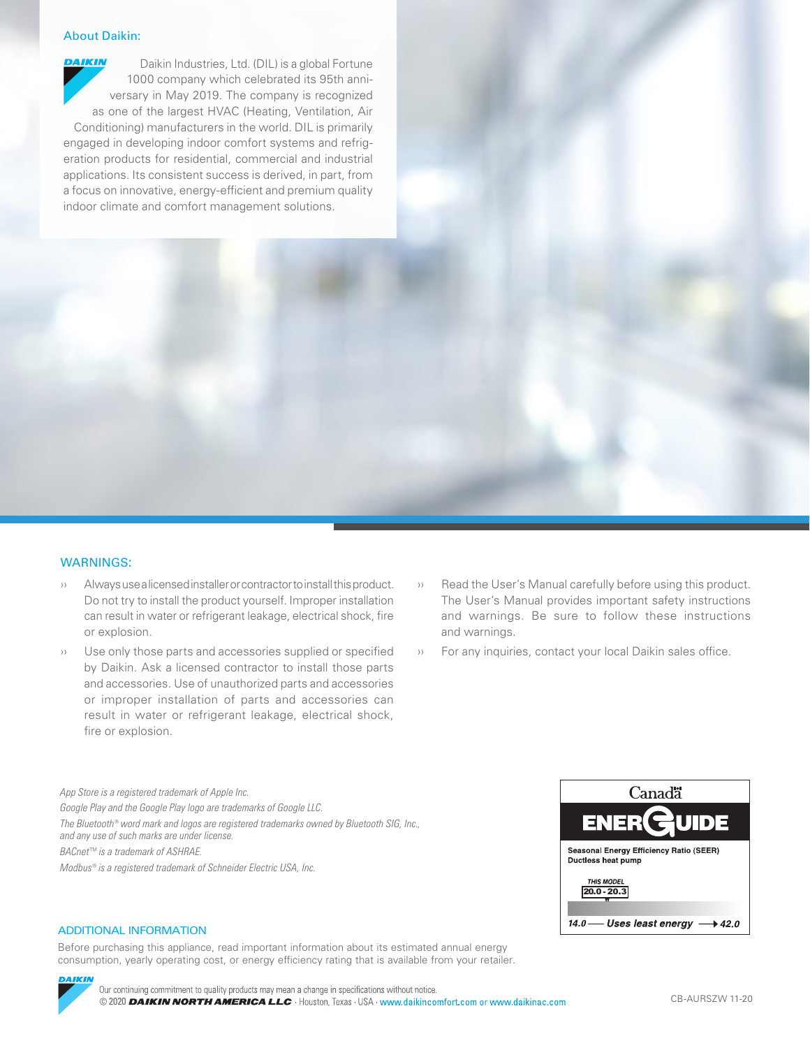## About Daikin:

Daikin Industries, Ltd. (DIL) is a global Fortune 1000 company which celebrated its 95th anniversary in May 2019. The company is recognized as one of the largest HVAC (Heating, Ventilation, Air Conditioning) manufacturers in the world. DIL is primarily engaged in developing indoor comfort systems and refrigeration products for residential, commercial and industrial applications. Its consistent success is derived, in part, from a focus on innovative, energy-efficient and premium quality indoor climate and comfort management solutions.

## WARNINGS:

- Always use a licensed installer or contractor to install this product. Do not try to install the product yourself. Improper installation can result in water or refrigerant leakage, electrical shock, fire or explosion.
- Use only those parts and accessories supplied or specified by Daikin. Ask a licensed contractor to install those parts and accessories. Use of unauthorized parts and accessories or improper installation of parts and accessories can result in water or refrigerant leakage, electrical shock, fire or explosion.
- Read the User's Manual carefully before using this product. The User's Manual provides important safety instructions and warnings. Be sure to follow these instructions and warnings.
- For any inquiries, contact your local Daikin sales office.

*App Store is a registered trademark of Apple Inc.*
*Google Play and the Google Play logo are trademarks of Google LLC.*
*The Bluetooth® word mark and logos are registered trademarks owned by Bluetooth SIG, Inc., and any use of such marks are under license.*
*BACnet™ is a trademark of ASHRAE.*
*Modbus® is a registered trademark of Schneider Electric USA, Inc.*

Canada
ENERGUIDE
Seasonal Energy Efficiency Ratio (SEER)
Ductless heat pump
THIS MODEL
20.0 - 20.3
14.0 — Uses least energy → 42.0

## ADDITIONAL INFORMATION

Before purchasing this appliance, read important information about its estimated annual energy consumption, yearly operating cost, or energy efficiency rating that is available from your retailer.

Our continuing commitment to quality products may mean a change in specifications without notice.
© 2020 **DAIKIN NORTH AMERICA LLC** · Houston, Texas · USA · www.daikincomfort.com or www.daikinac.com

CB-AURSZW 11-20